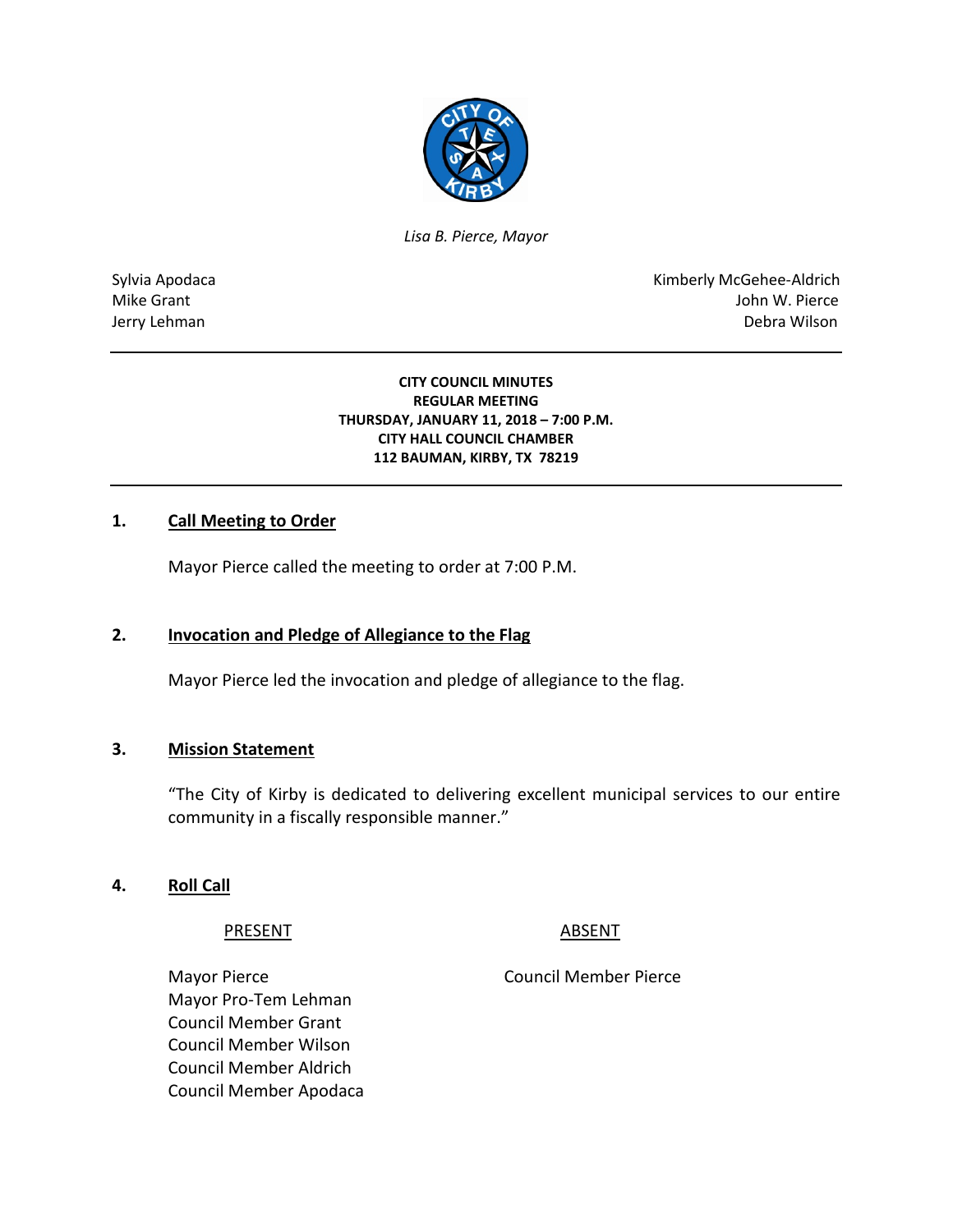*Lisa B. Pierce, Mayor*

Sylvia Apodaca
Mike Grant
Jerry Lehman

Kimberly McGehee-Aldrich
John W. Pierce
Debra Wilson

**CITY COUNCIL MINUTES**
**REGULAR MEETING**
**THURSDAY, JANUARY 11, 2018 – 7:00 P.M.**
**CITY HALL COUNCIL CHAMBER**
**112 BAUMAN, KIRBY, TX 78219**

## 1. Call Meeting to Order

Mayor Pierce called the meeting to order at 7:00 P.M.

## 2. Invocation and Pledge of Allegiance to the Flag

Mayor Pierce led the invocation and pledge of allegiance to the flag.

## 3. Mission Statement

"The City of Kirby is dedicated to delivering excellent municipal services to our entire community in a fiscally responsible manner."

## 4. Roll Call

| PRESENT | ABSENT |
|---|---|
| Mayor Pierce | Council Member Pierce |
| Mayor Pro-Tem Lehman | |
| Council Member Grant | |
| Council Member Wilson | |
| Council Member Aldrich | |
| Council Member Apodaca | |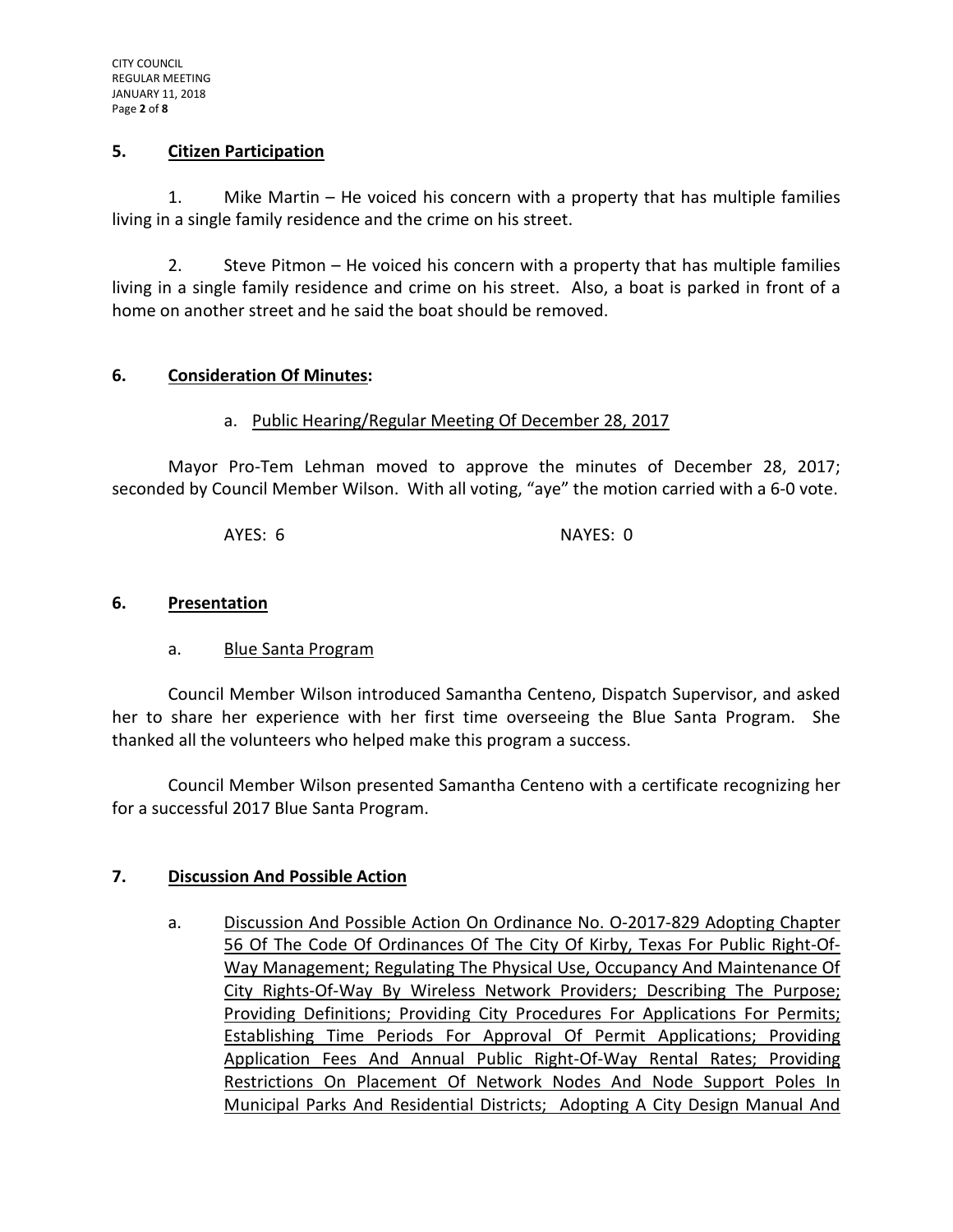## 5. Citizen Participation

1. Mike Martin – He voiced his concern with a property that has multiple families living in a single family residence and the crime on his street.

2. Steve Pitmon – He voiced his concern with a property that has multiple families living in a single family residence and crime on his street. Also, a boat is parked in front of a home on another street and he said the boat should be removed.

## 6. Consideration Of Minutes:

a. Public Hearing/Regular Meeting Of December 28, 2017

Mayor Pro-Tem Lehman moved to approve the minutes of December 28, 2017; seconded by Council Member Wilson. With all voting, "aye" the motion carried with a 6-0 vote.

AYES: 6 NAYES: 0

## 6. Presentation

a. Blue Santa Program

Council Member Wilson introduced Samantha Centeno, Dispatch Supervisor, and asked her to share her experience with her first time overseeing the Blue Santa Program. She thanked all the volunteers who helped make this program a success.

Council Member Wilson presented Samantha Centeno with a certificate recognizing her for a successful 2017 Blue Santa Program.

## 7. Discussion And Possible Action

a. Discussion And Possible Action On Ordinance No. O-2017-829 Adopting Chapter 56 Of The Code Of Ordinances Of The City Of Kirby, Texas For Public Right-Of-Way Management; Regulating The Physical Use, Occupancy And Maintenance Of City Rights-Of-Way By Wireless Network Providers; Describing The Purpose; Providing Definitions; Providing City Procedures For Applications For Permits; Establishing Time Periods For Approval Of Permit Applications; Providing Application Fees And Annual Public Right-Of-Way Rental Rates; Providing Restrictions On Placement Of Network Nodes And Node Support Poles In Municipal Parks And Residential Districts; Adopting A City Design Manual And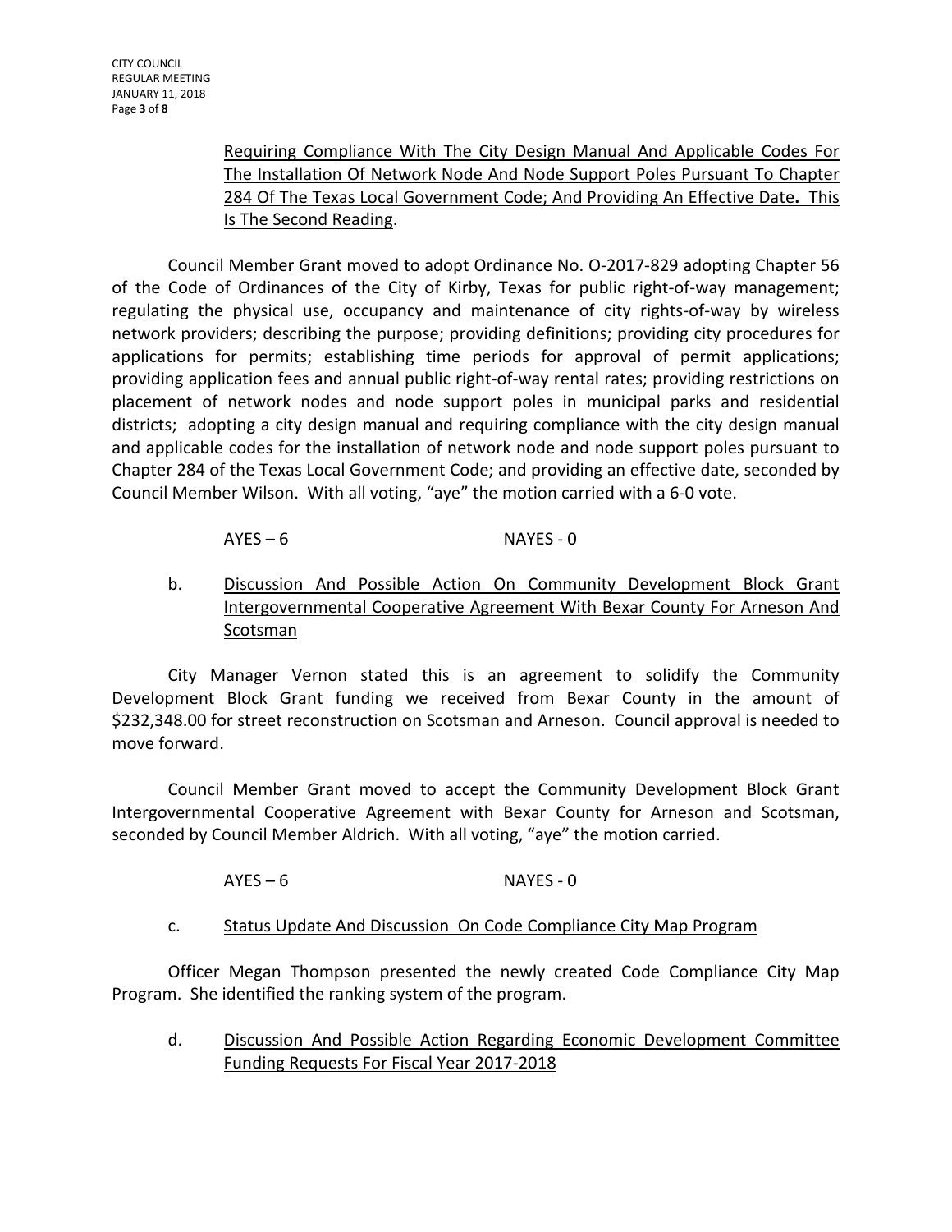Requiring Compliance With The City Design Manual And Applicable Codes For The Installation Of Network Node And Node Support Poles Pursuant To Chapter 284 Of The Texas Local Government Code; And Providing An Effective Date**.** This Is The Second Reading.

Council Member Grant moved to adopt Ordinance No. O-2017-829 adopting Chapter 56 of the Code of Ordinances of the City of Kirby, Texas for public right-of-way management; regulating the physical use, occupancy and maintenance of city rights-of-way by wireless network providers; describing the purpose; providing definitions; providing city procedures for applications for permits; establishing time periods for approval of permit applications; providing application fees and annual public right-of-way rental rates; providing restrictions on placement of network nodes and node support poles in municipal parks and residential districts; adopting a city design manual and requiring compliance with the city design manual and applicable codes for the installation of network node and node support poles pursuant to Chapter 284 of the Texas Local Government Code; and providing an effective date, seconded by Council Member Wilson. With all voting, "aye" the motion carried with a 6-0 vote.

AYES – 6 NAYES - 0

b. Discussion And Possible Action On Community Development Block Grant Intergovernmental Cooperative Agreement With Bexar County For Arneson And Scotsman

City Manager Vernon stated this is an agreement to solidify the Community Development Block Grant funding we received from Bexar County in the amount of $232,348.00 for street reconstruction on Scotsman and Arneson. Council approval is needed to move forward.

Council Member Grant moved to accept the Community Development Block Grant Intergovernmental Cooperative Agreement with Bexar County for Arneson and Scotsman, seconded by Council Member Aldrich. With all voting, "aye" the motion carried.

AYES – 6 NAYES - 0

c. Status Update And Discussion On Code Compliance City Map Program

Officer Megan Thompson presented the newly created Code Compliance City Map Program. She identified the ranking system of the program.

d. Discussion And Possible Action Regarding Economic Development Committee Funding Requests For Fiscal Year 2017-2018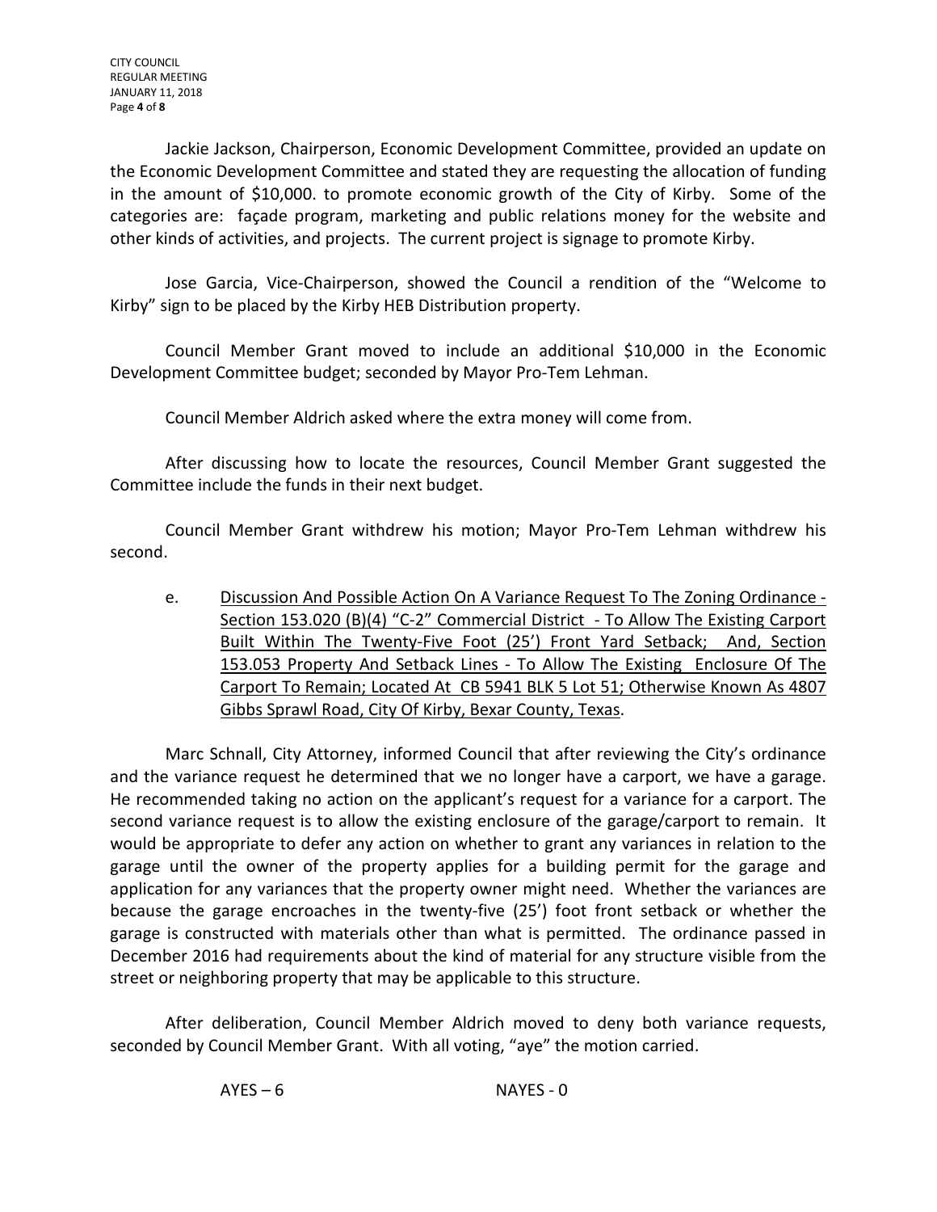Jackie Jackson, Chairperson, Economic Development Committee, provided an update on the Economic Development Committee and stated they are requesting the allocation of funding in the amount of $10,000. to promote economic growth of the City of Kirby. Some of the categories are: façade program, marketing and public relations money for the website and other kinds of activities, and projects. The current project is signage to promote Kirby.

Jose Garcia, Vice-Chairperson, showed the Council a rendition of the "Welcome to Kirby" sign to be placed by the Kirby HEB Distribution property.

Council Member Grant moved to include an additional $10,000 in the Economic Development Committee budget; seconded by Mayor Pro-Tem Lehman.

Council Member Aldrich asked where the extra money will come from.

After discussing how to locate the resources, Council Member Grant suggested the Committee include the funds in their next budget.

Council Member Grant withdrew his motion; Mayor Pro-Tem Lehman withdrew his second.

e. Discussion And Possible Action On A Variance Request To The Zoning Ordinance - Section 153.020 (B)(4) "C-2" Commercial District - To Allow The Existing Carport Built Within The Twenty-Five Foot (25') Front Yard Setback; And, Section 153.053 Property And Setback Lines - To Allow The Existing Enclosure Of The Carport To Remain; Located At CB 5941 BLK 5 Lot 51; Otherwise Known As 4807 Gibbs Sprawl Road, City Of Kirby, Bexar County, Texas.

Marc Schnall, City Attorney, informed Council that after reviewing the City's ordinance and the variance request he determined that we no longer have a carport, we have a garage. He recommended taking no action on the applicant's request for a variance for a carport. The second variance request is to allow the existing enclosure of the garage/carport to remain. It would be appropriate to defer any action on whether to grant any variances in relation to the garage until the owner of the property applies for a building permit for the garage and application for any variances that the property owner might need. Whether the variances are because the garage encroaches in the twenty-five (25') foot front setback or whether the garage is constructed with materials other than what is permitted. The ordinance passed in December 2016 had requirements about the kind of material for any structure visible from the street or neighboring property that may be applicable to this structure.

After deliberation, Council Member Aldrich moved to deny both variance requests, seconded by Council Member Grant. With all voting, "aye" the motion carried.

AYES – 6 NAYES - 0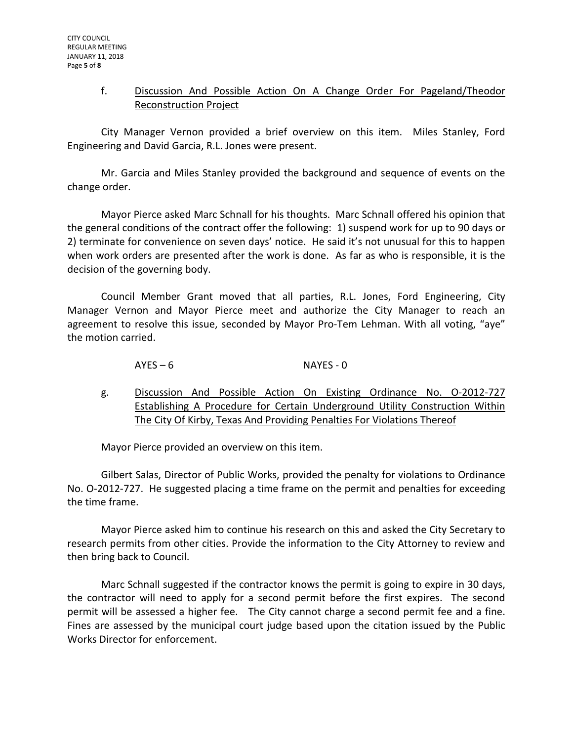f. <u>Discussion And Possible Action On A Change Order For Pageland/Theodor Reconstruction Project</u>

City Manager Vernon provided a brief overview on this item. Miles Stanley, Ford Engineering and David Garcia, R.L. Jones were present.

Mr. Garcia and Miles Stanley provided the background and sequence of events on the change order.

Mayor Pierce asked Marc Schnall for his thoughts. Marc Schnall offered his opinion that the general conditions of the contract offer the following: 1) suspend work for up to 90 days or 2) terminate for convenience on seven days' notice. He said it's not unusual for this to happen when work orders are presented after the work is done. As far as who is responsible, it is the decision of the governing body.

Council Member Grant moved that all parties, R.L. Jones, Ford Engineering, City Manager Vernon and Mayor Pierce meet and authorize the City Manager to reach an agreement to resolve this issue, seconded by Mayor Pro-Tem Lehman. With all voting, "aye" the motion carried.

AYES – 6 NAYES - 0

g. <u>Discussion And Possible Action On Existing Ordinance No. O-2012-727 Establishing A Procedure for Certain Underground Utility Construction Within The City Of Kirby, Texas And Providing Penalties For Violations Thereof</u>

Mayor Pierce provided an overview on this item.

Gilbert Salas, Director of Public Works, provided the penalty for violations to Ordinance No. O-2012-727. He suggested placing a time frame on the permit and penalties for exceeding the time frame.

Mayor Pierce asked him to continue his research on this and asked the City Secretary to research permits from other cities. Provide the information to the City Attorney to review and then bring back to Council.

Marc Schnall suggested if the contractor knows the permit is going to expire in 30 days, the contractor will need to apply for a second permit before the first expires. The second permit will be assessed a higher fee. The City cannot charge a second permit fee and a fine. Fines are assessed by the municipal court judge based upon the citation issued by the Public Works Director for enforcement.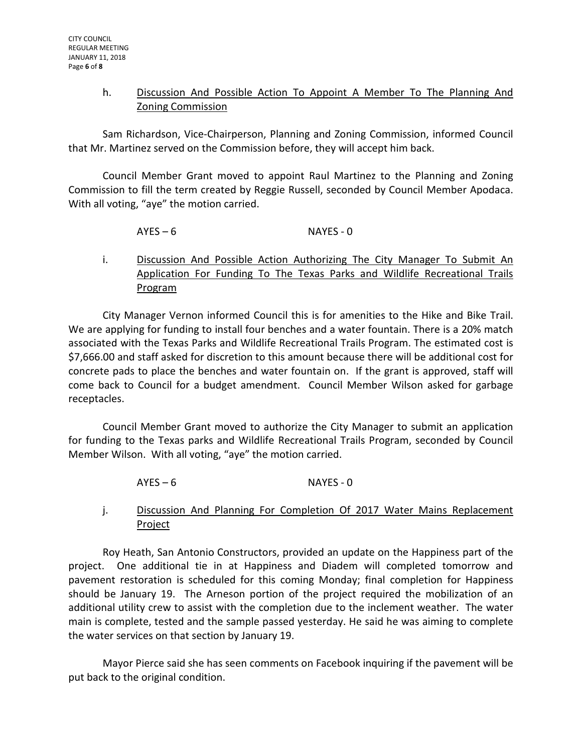h. <u>Discussion And Possible Action To Appoint A Member To The Planning And Zoning Commission</u>

Sam Richardson, Vice-Chairperson, Planning and Zoning Commission, informed Council that Mr. Martinez served on the Commission before, they will accept him back.

Council Member Grant moved to appoint Raul Martinez to the Planning and Zoning Commission to fill the term created by Reggie Russell, seconded by Council Member Apodaca. With all voting, "aye" the motion carried.

AYES – 6 NAYES - 0

i. <u>Discussion And Possible Action Authorizing The City Manager To Submit An Application For Funding To The Texas Parks and Wildlife Recreational Trails Program</u>

City Manager Vernon informed Council this is for amenities to the Hike and Bike Trail. We are applying for funding to install four benches and a water fountain. There is a 20% match associated with the Texas Parks and Wildlife Recreational Trails Program. The estimated cost is $7,666.00 and staff asked for discretion to this amount because there will be additional cost for concrete pads to place the benches and water fountain on. If the grant is approved, staff will come back to Council for a budget amendment. Council Member Wilson asked for garbage receptacles.

Council Member Grant moved to authorize the City Manager to submit an application for funding to the Texas parks and Wildlife Recreational Trails Program, seconded by Council Member Wilson. With all voting, "aye" the motion carried.

AYES – 6 NAYES - 0

j. <u>Discussion And Planning For Completion Of 2017 Water Mains Replacement Project</u>

Roy Heath, San Antonio Constructors, provided an update on the Happiness part of the project. One additional tie in at Happiness and Diadem will completed tomorrow and pavement restoration is scheduled for this coming Monday; final completion for Happiness should be January 19. The Arneson portion of the project required the mobilization of an additional utility crew to assist with the completion due to the inclement weather. The water main is complete, tested and the sample passed yesterday. He said he was aiming to complete the water services on that section by January 19.

Mayor Pierce said she has seen comments on Facebook inquiring if the pavement will be put back to the original condition.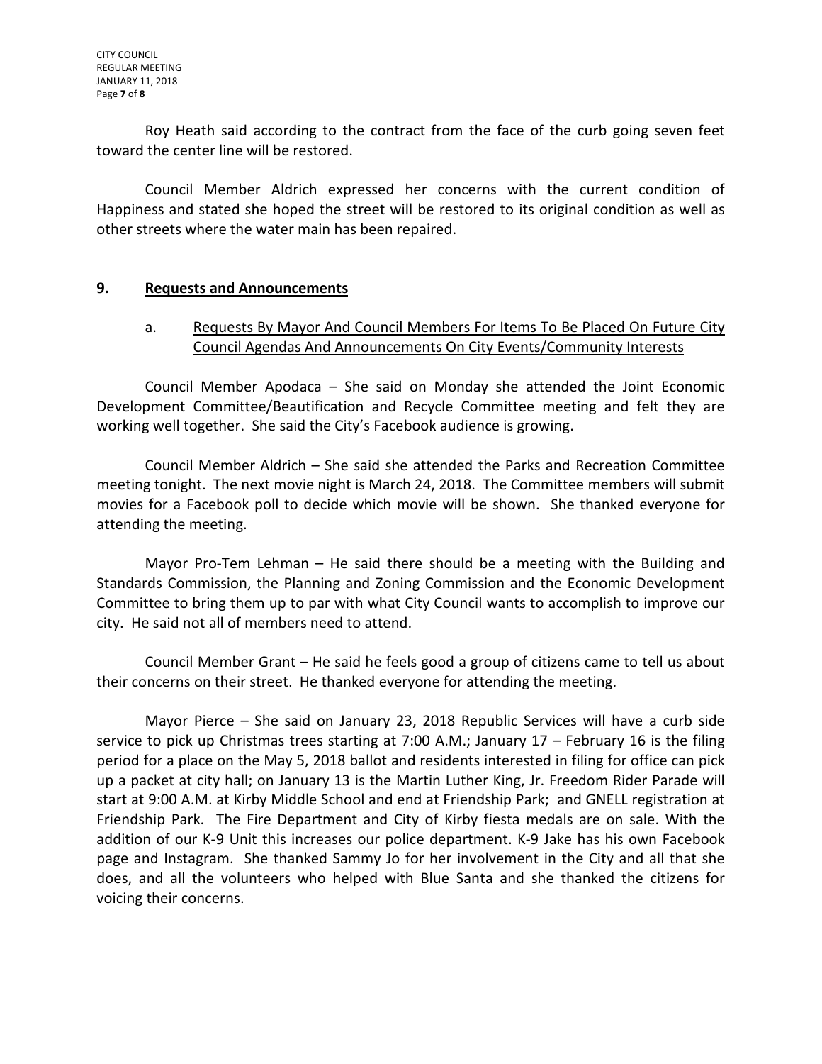Roy Heath said according to the contract from the face of the curb going seven feet toward the center line will be restored.

Council Member Aldrich expressed her concerns with the current condition of Happiness and stated she hoped the street will be restored to its original condition as well as other streets where the water main has been repaired.

## 9. <u>Requests and Announcements</u>

a. <u>Requests By Mayor And Council Members For Items To Be Placed On Future City Council Agendas And Announcements On City Events/Community Interests</u>

Council Member Apodaca – She said on Monday she attended the Joint Economic Development Committee/Beautification and Recycle Committee meeting and felt they are working well together. She said the City's Facebook audience is growing.

Council Member Aldrich – She said she attended the Parks and Recreation Committee meeting tonight. The next movie night is March 24, 2018. The Committee members will submit movies for a Facebook poll to decide which movie will be shown. She thanked everyone for attending the meeting.

Mayor Pro-Tem Lehman – He said there should be a meeting with the Building and Standards Commission, the Planning and Zoning Commission and the Economic Development Committee to bring them up to par with what City Council wants to accomplish to improve our city. He said not all of members need to attend.

Council Member Grant – He said he feels good a group of citizens came to tell us about their concerns on their street. He thanked everyone for attending the meeting.

Mayor Pierce – She said on January 23, 2018 Republic Services will have a curb side service to pick up Christmas trees starting at 7:00 A.M.; January 17 – February 16 is the filing period for a place on the May 5, 2018 ballot and residents interested in filing for office can pick up a packet at city hall; on January 13 is the Martin Luther King, Jr. Freedom Rider Parade will start at 9:00 A.M. at Kirby Middle School and end at Friendship Park; and GNELL registration at Friendship Park. The Fire Department and City of Kirby fiesta medals are on sale. With the addition of our K-9 Unit this increases our police department. K-9 Jake has his own Facebook page and Instagram. She thanked Sammy Jo for her involvement in the City and all that she does, and all the volunteers who helped with Blue Santa and she thanked the citizens for voicing their concerns.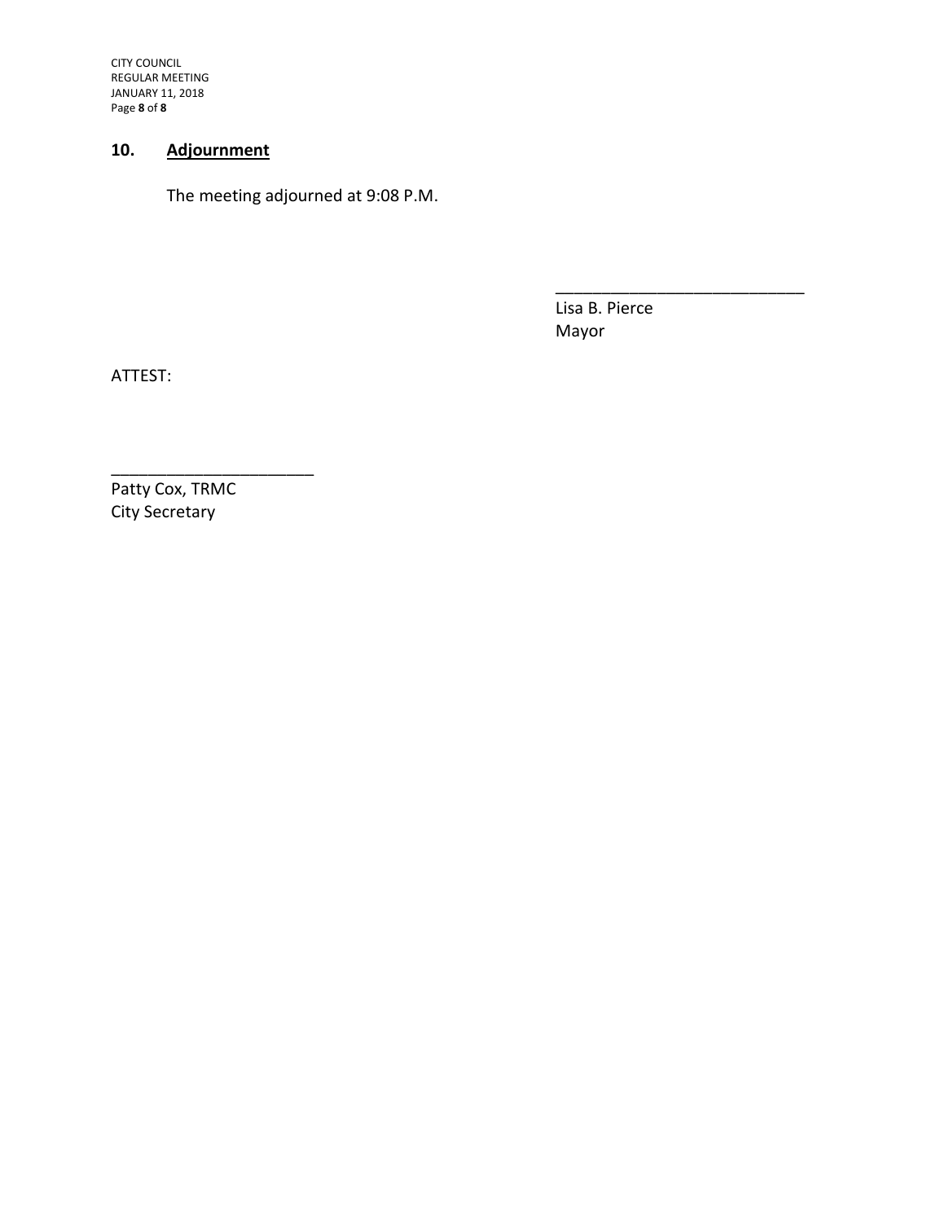## 10. Adjournment

The meeting adjourned at 9:08 P.M.

\_\_\_\_\_\_\_\_\_\_\_\_\_\_\_\_\_\_\_\_\_\_\_\_\_\_\_\_
Lisa B. Pierce
Mayor

ATTEST:

\_\_\_\_\_\_\_\_\_\_\_\_\_\_\_\_\_\_\_\_\_\_\_\_\_\_
Patty Cox, TRMC
City Secretary